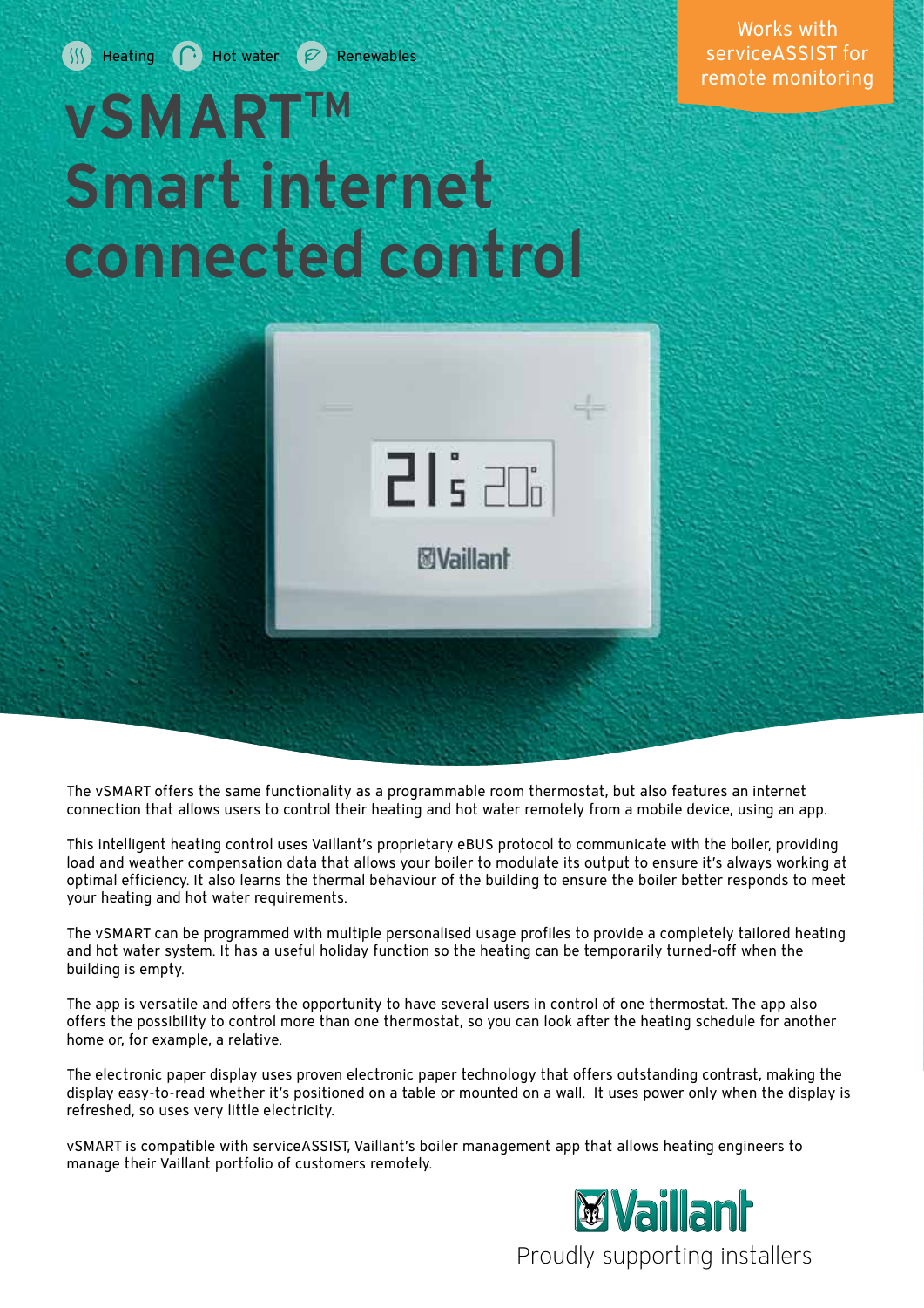Heating Hot water Renewables

Works with serviceASSIST for remote monitoring

# vSMART™ Smart internet connected control

The vSMART offers the same functionality as a programmable room thermostat, but also features an internet connection that allows users to control their heating and hot water remotely from a mobile device, using an app.

This intelligent heating control uses Vaillant's proprietary eBUS protocol to communicate with the boiler, providing load and weather compensation data that allows your boiler to modulate its output to ensure it's always working at optimal efficiency. It also learns the thermal behaviour of the building to ensure the boiler better responds to meet your heating and hot water requirements.

The vSMART can be programmed with multiple personalised usage profiles to provide a completely tailored heating and hot water system. It has a useful holiday function so the heating can be temporarily turned-off when the building is empty.

The app is versatile and offers the opportunity to have several users in control of one thermostat. The app also offers the possibility to control more than one thermostat, so you can look after the heating schedule for another home or, for example, a relative.

The electronic paper display uses proven electronic paper technology that offers outstanding contrast, making the display easy-to-read whether it's positioned on a table or mounted on a wall. It uses power only when the display is refreshed, so uses very little electricity.

vSMART is compatible with serviceASSIST, Vaillant's boiler management app that allows heating engineers to manage their Vaillant portfolio of customers remotely.

Vaillant
Proudly supporting installers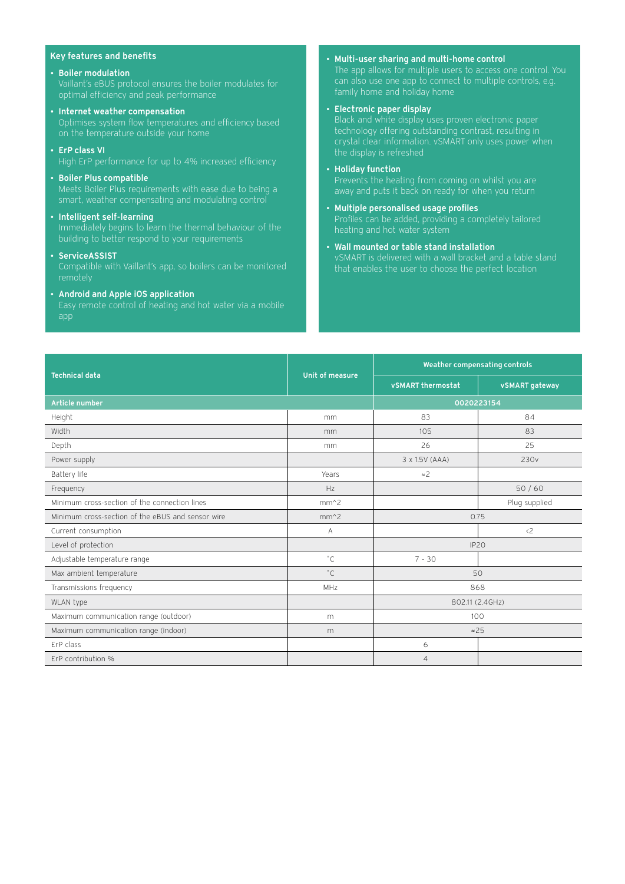## Key features and benefits

- **Boiler modulation**
  Vaillant's eBUS protocol ensures the boiler modulates for optimal efficiency and peak performance
- **Internet weather compensation**
  Optimises system flow temperatures and efficiency based on the temperature outside your home
- **ErP class VI**
  High ErP performance for up to 4% increased efficiency
- **Boiler Plus compatible**
  Meets Boiler Plus requirements with ease due to being a smart, weather compensating and modulating control
- **Intelligent self-learning**
  Immediately begins to learn the thermal behaviour of the building to better respond to your requirements
- **ServiceASSIST**
  Compatible with Vaillant's app, so boilers can be monitored remotely
- **Android and Apple iOS application**
  Easy remote control of heating and hot water via a mobile app
- **Multi-user sharing and multi-home control**
  The app allows for multiple users to access one control. You can also use one app to connect to multiple controls, e.g. family home and holiday home
- **Electronic paper display**
  Black and white display uses proven electronic paper technology offering outstanding contrast, resulting in crystal clear information. vSMART only uses power when the display is refreshed
- **Holiday function**
  Prevents the heating from coming on whilst you are away and puts it back on ready for when you return
- **Multiple personalised usage profiles**
  Profiles can be added, providing a completely tailored heating and hot water system
- **Wall mounted or table stand installation**
  vSMART is delivered with a wall bracket and a table stand that enables the user to choose the perfect location

| Technical data | Unit of measure | Weather compensating controls | |
|---|---|---|---|
| | | vSMART thermostat | vSMART gateway |
| **Article number** | | 0020223154 | |
| Height | mm | 83 | 84 |
| Width | mm | 105 | 83 |
| Depth | mm | 26 | 25 |
| Power supply | | 3 x 1.5V (AAA) | 230v |
| Battery life | Years | ≈2 | |
| Frequency | Hz | | 50 / 60 |
| Minimum cross-section of the connection lines | mm^2 | | Plug supplied |
| Minimum cross-section of the eBUS and sensor wire | mm^2 | 0.75 | |
| Current consumption | A | | <2 |
| Level of protection | | IP20 | |
| Adjustable temperature range | °C | 7 - 30 | |
| Max ambient temperature | °C | 50 | |
| Transmissions frequency | MHz | 868 | |
| WLAN type | | 802.11 (2.4GHz) | |
| Maximum communication range (outdoor) | m | 100 | |
| Maximum communication range (indoor) | m | ≈25 | |
| ErP class | | 6 | |
| ErP contribution % | | 4 | |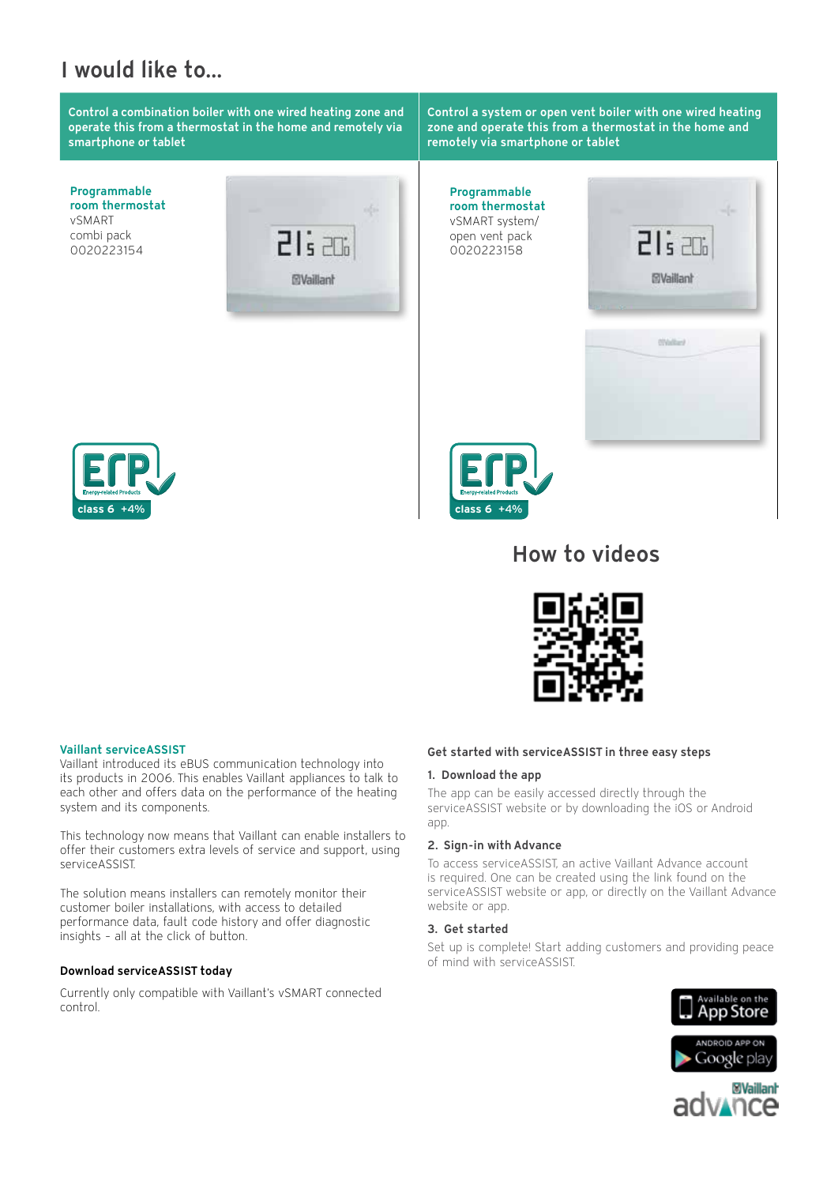# I would like to...

| Control a combination boiler with one wired heating zone and operate this from a thermostat in the home and remotely via smartphone or tablet | Control a system or open vent boiler with one wired heating zone and operate this from a thermostat in the home and remotely via smartphone or tablet |
|---|---|
| **Programmable room thermostat** vSMART combi pack 0020223154 | **Programmable room thermostat** vSMART system/ open vent pack 0020223158 |
| ErP class 6 +4% | ErP class 6 +4% |

## How to videos

### Vaillant serviceASSIST

Vaillant introduced its eBUS communication technology into its products in 2006. This enables Vaillant appliances to talk to each other and offers data on the performance of the heating system and its components.

This technology now means that Vaillant can enable installers to offer their customers extra levels of service and support, using serviceASSIST.

The solution means installers can remotely monitor their customer boiler installations, with access to detailed performance data, fault code history and offer diagnostic insights - all at the click of button.

**Download serviceASSIST today**

Currently only compatible with Vaillant's vSMART connected control.

**Get started with serviceASSIST in three easy steps**

**1. Download the app**

The app can be easily accessed directly through the serviceASSIST website or by downloading the iOS or Android app.

**2. Sign-in with Advance**

To access serviceASSIST, an active Vaillant Advance account is required. One can be created using the link found on the serviceASSIST website or app, or directly on the Vaillant Advance website or app.

**3. Get started**

Set up is complete! Start adding customers and providing peace of mind with serviceASSIST.

Available on the App Store

ANDROID APP ON Google play

Vaillant advance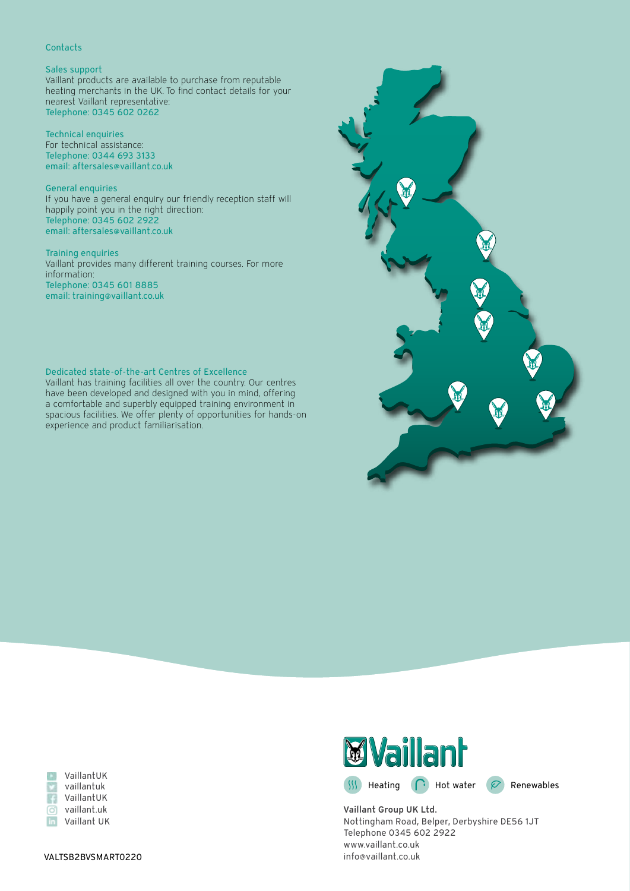## Contacts

### Sales support

Vaillant products are available to purchase from reputable heating merchants in the UK. To find contact details for your nearest Vaillant representative:
Telephone: 0345 602 0262

### Technical enquiries

For technical assistance:
Telephone: 0344 693 3133
email: aftersales@vaillant.co.uk

### General enquiries

If you have a general enquiry our friendly reception staff will happily point you in the right direction:
Telephone: 0345 602 2922
email: aftersales@vaillant.co.uk

### Training enquiries

Vaillant provides many different training courses. For more information:
Telephone: 0345 601 8885
email: training@vaillant.co.uk

### Dedicated state-of-the-art Centres of Excellence

Vaillant has training facilities all over the country. Our centres have been developed and designed with you in mind, offering a comfortable and superbly equipped training environment in spacious facilities. We offer plenty of opportunities for hands-on experience and product familiarisation.

VaillantUK
vaillantuk
VaillantUK
vaillant.uk
Vaillant UK

VALTSB2BVSMART0220

Vaillant

Heating Hot water Renewables

**Vaillant Group UK Ltd.**
Nottingham Road, Belper, Derbyshire DE56 1JT
Telephone 0345 602 2922
www.vaillant.co.uk
info@vaillant.co.uk